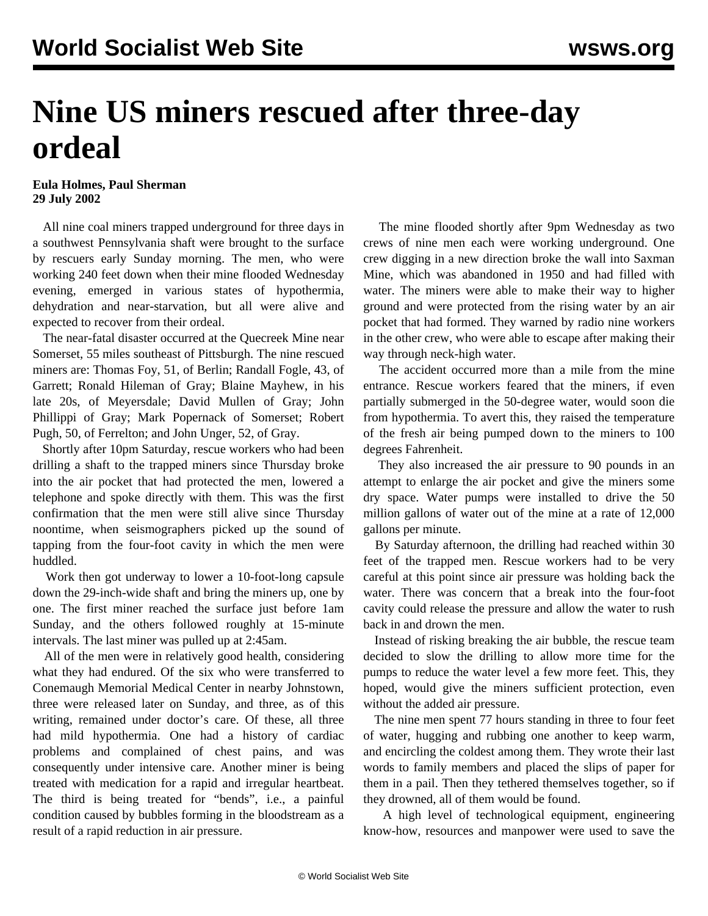# Nine US miners rescued after three-day ordeal

**Eula Holmes, Paul Sherman**
**29 July 2002**

All nine coal miners trapped underground for three days in a southwest Pennsylvania shaft were brought to the surface by rescuers early Sunday morning. The men, who were working 240 feet down when their mine flooded Wednesday evening, emerged in various states of hypothermia, dehydration and near-starvation, but all were alive and expected to recover from their ordeal.

The near-fatal disaster occurred at the Quecreek Mine near Somerset, 55 miles southeast of Pittsburgh. The nine rescued miners are: Thomas Foy, 51, of Berlin; Randall Fogle, 43, of Garrett; Ronald Hileman of Gray; Blaine Mayhew, in his late 20s, of Meyersdale; David Mullen of Gray; John Phillippi of Gray; Mark Popernack of Somerset; Robert Pugh, 50, of Ferrelton; and John Unger, 52, of Gray.

Shortly after 10pm Saturday, rescue workers who had been drilling a shaft to the trapped miners since Thursday broke into the air pocket that had protected the men, lowered a telephone and spoke directly with them. This was the first confirmation that the men were still alive since Thursday noontime, when seismographers picked up the sound of tapping from the four-foot cavity in which the men were huddled.

Work then got underway to lower a 10-foot-long capsule down the 29-inch-wide shaft and bring the miners up, one by one. The first miner reached the surface just before 1am Sunday, and the others followed roughly at 15-minute intervals. The last miner was pulled up at 2:45am.

All of the men were in relatively good health, considering what they had endured. Of the six who were transferred to Conemaugh Memorial Medical Center in nearby Johnstown, three were released later on Sunday, and three, as of this writing, remained under doctor's care. Of these, all three had mild hypothermia. One had a history of cardiac problems and complained of chest pains, and was consequently under intensive care. Another miner is being treated with medication for a rapid and irregular heartbeat. The third is being treated for "bends", i.e., a painful condition caused by bubbles forming in the bloodstream as a result of a rapid reduction in air pressure.

The mine flooded shortly after 9pm Wednesday as two crews of nine men each were working underground. One crew digging in a new direction broke the wall into Saxman Mine, which was abandoned in 1950 and had filled with water. The miners were able to make their way to higher ground and were protected from the rising water by an air pocket that had formed. They warned by radio nine workers in the other crew, who were able to escape after making their way through neck-high water.

The accident occurred more than a mile from the mine entrance. Rescue workers feared that the miners, if even partially submerged in the 50-degree water, would soon die from hypothermia. To avert this, they raised the temperature of the fresh air being pumped down to the miners to 100 degrees Fahrenheit.

They also increased the air pressure to 90 pounds in an attempt to enlarge the air pocket and give the miners some dry space. Water pumps were installed to drive the 50 million gallons of water out of the mine at a rate of 12,000 gallons per minute.

By Saturday afternoon, the drilling had reached within 30 feet of the trapped men. Rescue workers had to be very careful at this point since air pressure was holding back the water. There was concern that a break into the four-foot cavity could release the pressure and allow the water to rush back in and drown the men.

Instead of risking breaking the air bubble, the rescue team decided to slow the drilling to allow more time for the pumps to reduce the water level a few more feet. This, they hoped, would give the miners sufficient protection, even without the added air pressure.

The nine men spent 77 hours standing in three to four feet of water, hugging and rubbing one another to keep warm, and encircling the coldest among them. They wrote their last words to family members and placed the slips of paper for them in a pail. Then they tethered themselves together, so if they drowned, all of them would be found.

A high level of technological equipment, engineering know-how, resources and manpower were used to save the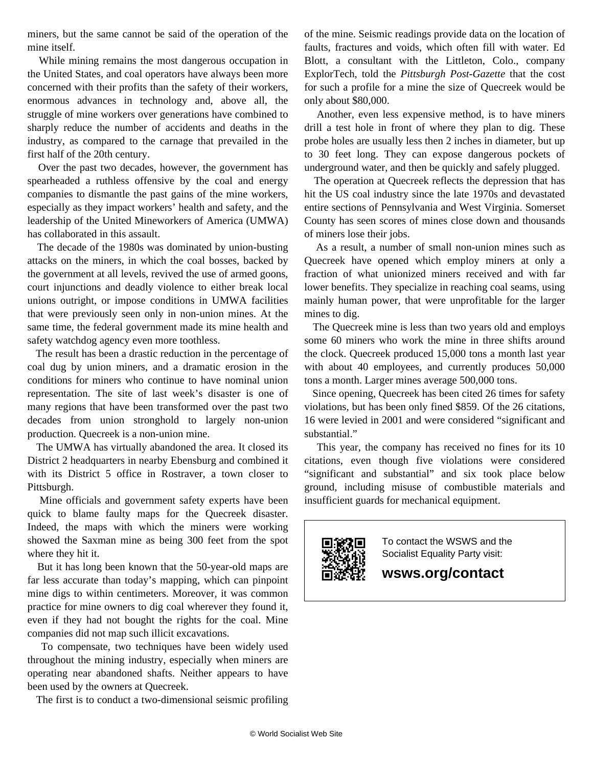miners, but the same cannot be said of the operation of the mine itself.

While mining remains the most dangerous occupation in the United States, and coal operators have always been more concerned with their profits than the safety of their workers, enormous advances in technology and, above all, the struggle of mine workers over generations have combined to sharply reduce the number of accidents and deaths in the industry, as compared to the carnage that prevailed in the first half of the 20th century.

Over the past two decades, however, the government has spearheaded a ruthless offensive by the coal and energy companies to dismantle the past gains of the mine workers, especially as they impact workers' health and safety, and the leadership of the United Mineworkers of America (UMWA) has collaborated in this assault.

The decade of the 1980s was dominated by union-busting attacks on the miners, in which the coal bosses, backed by the government at all levels, revived the use of armed goons, court injunctions and deadly violence to either break local unions outright, or impose conditions in UMWA facilities that were previously seen only in non-union mines. At the same time, the federal government made its mine health and safety watchdog agency even more toothless.

The result has been a drastic reduction in the percentage of coal dug by union miners, and a dramatic erosion in the conditions for miners who continue to have nominal union representation. The site of last week's disaster is one of many regions that have been transformed over the past two decades from union stronghold to largely non-union production. Quecreek is a non-union mine.

The UMWA has virtually abandoned the area. It closed its District 2 headquarters in nearby Ebensburg and combined it with its District 5 office in Rostraver, a town closer to Pittsburgh.

Mine officials and government safety experts have been quick to blame faulty maps for the Quecreek disaster. Indeed, the maps with which the miners were working showed the Saxman mine as being 300 feet from the spot where they hit it.

But it has long been known that the 50-year-old maps are far less accurate than today's mapping, which can pinpoint mine digs to within centimeters. Moreover, it was common practice for mine owners to dig coal wherever they found it, even if they had not bought the rights for the coal. Mine companies did not map such illicit excavations.

To compensate, two techniques have been widely used throughout the mining industry, especially when miners are operating near abandoned shafts. Neither appears to have been used by the owners at Quecreek.

The first is to conduct a two-dimensional seismic profiling of the mine. Seismic readings provide data on the location of faults, fractures and voids, which often fill with water. Ed Blott, a consultant with the Littleton, Colo., company ExplorTech, told the *Pittsburgh Post-Gazette* that the cost for such a profile for a mine the size of Quecreek would be only about $80,000.

Another, even less expensive method, is to have miners drill a test hole in front of where they plan to dig. These probe holes are usually less then 2 inches in diameter, but up to 30 feet long. They can expose dangerous pockets of underground water, and then be quickly and safely plugged.

The operation at Quecreek reflects the depression that has hit the US coal industry since the late 1970s and devastated entire sections of Pennsylvania and West Virginia. Somerset County has seen scores of mines close down and thousands of miners lose their jobs.

As a result, a number of small non-union mines such as Quecreek have opened which employ miners at only a fraction of what unionized miners received and with far lower benefits. They specialize in reaching coal seams, using mainly human power, that were unprofitable for the larger mines to dig.

The Quecreek mine is less than two years old and employs some 60 miners who work the mine in three shifts around the clock. Quecreek produced 15,000 tons a month last year with about 40 employees, and currently produces 50,000 tons a month. Larger mines average 500,000 tons.

Since opening, Quecreek has been cited 26 times for safety violations, but has been only fined $859. Of the 26 citations, 16 were levied in 2001 and were considered "significant and substantial."

This year, the company has received no fines for its 10 citations, even though five violations were considered "significant and substantial" and six took place below ground, including misuse of combustible materials and insufficient guards for mechanical equipment.

To contact the WSWS and the Socialist Equality Party visit:

**wsws.org/contact**